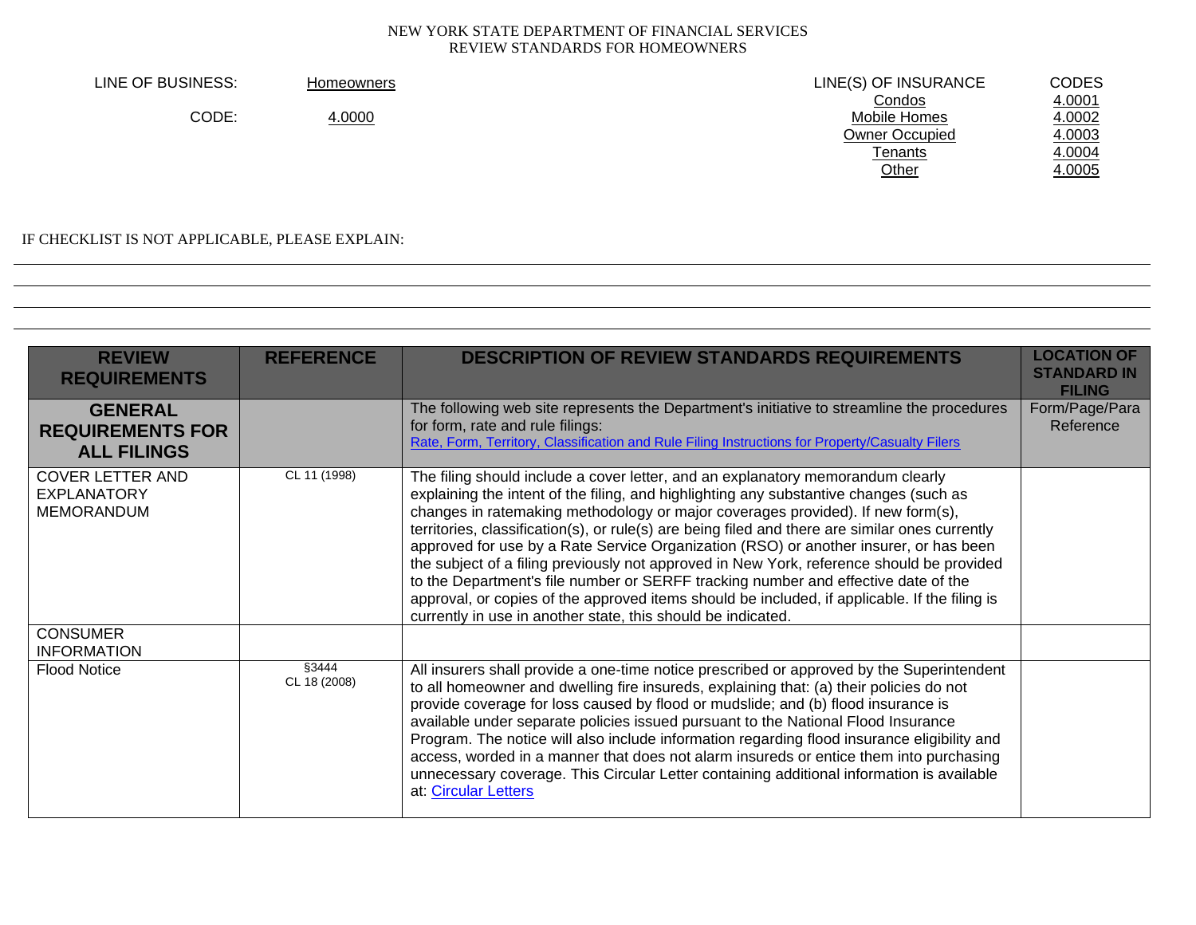NEW YORK STATE DEPARTMENT OF FINANCIAL SERVICES
REVIEW STANDARDS FOR HOMEOWNERS

| LINE OF BUSINESS: | Homeowners | LINE(S) OF INSURANCE | CODES |
|---|---|---|---|
| CODE: | 4.0000 | Condos | 4.0001 |
| | | Mobile Homes | 4.0002 |
| | | Owner Occupied | 4.0003 |
| | | Tenants | 4.0004 |
| | | Other | 4.0005 |

IF CHECKLIST IS NOT APPLICABLE, PLEASE EXPLAIN:

| REVIEW REQUIREMENTS | REFERENCE | DESCRIPTION OF REVIEW STANDARDS REQUIREMENTS | LOCATION OF STANDARD IN FILING |
|---|---|---|---|
| **GENERAL REQUIREMENTS FOR ALL FILINGS** | | The following web site represents the Department's initiative to streamline the procedures for form, rate and rule filings: [Rate, Form, Territory, Classification and Rule Filing Instructions for Property/Casualty Filers] | Form/Page/Para Reference |
| COVER LETTER AND EXPLANATORY MEMORANDUM | CL 11 (1998) | The filing should include a cover letter, and an explanatory memorandum clearly explaining the intent of the filing, and highlighting any substantive changes (such as changes in ratemaking methodology or major coverages provided). If new form(s), territories, classification(s), or rule(s) are being filed and there are similar ones currently approved for use by a Rate Service Organization (RSO) or another insurer, or has been the subject of a filing previously not approved in New York, reference should be provided to the Department's file number or SERFF tracking number and effective date of the approval, or copies of the approved items should be included, if applicable. If the filing is currently in use in another state, this should be indicated. | |
| CONSUMER INFORMATION | | | |
| Flood Notice | §3444<br>CL 18 (2008) | All insurers shall provide a one-time notice prescribed or approved by the Superintendent to all homeowner and dwelling fire insureds, explaining that: (a) their policies do not provide coverage for loss caused by flood or mudslide; and (b) flood insurance is available under separate policies issued pursuant to the National Flood Insurance Program. The notice will also include information regarding flood insurance eligibility and access, worded in a manner that does not alarm insureds or entice them into purchasing unnecessary coverage. This Circular Letter containing additional information is available at: Circular Letters | |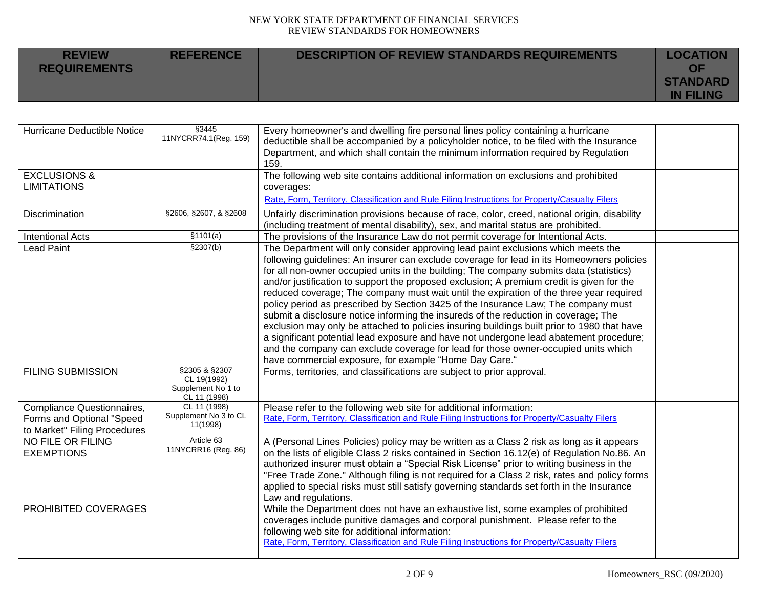| REVIEW REQUIREMENTS | REFERENCE | DESCRIPTION OF REVIEW STANDARDS REQUIREMENTS | LOCATION OF STANDARD IN FILING |
|---|---|---|---|
| Hurricane Deductible Notice | §3445 11NYCRR74.1(Reg. 159) | Every homeowner's and dwelling fire personal lines policy containing a hurricane deductible shall be accompanied by a policyholder notice, to be filed with the Insurance Department, and which shall contain the minimum information required by Regulation 159. | |
| EXCLUSIONS & LIMITATIONS | | The following web site contains additional information on exclusions and prohibited coverages: Rate, Form, Territory, Classification and Rule Filing Instructions for Property/Casualty Filers | |
| Discrimination | §2606, §2607, & §2608 | Unfairly discrimination provisions because of race, color, creed, national origin, disability (including treatment of mental disability), sex, and marital status are prohibited. | |
| Intentional Acts | §1101(a) | The provisions of the Insurance Law do not permit coverage for Intentional Acts. | |
| Lead Paint | §2307(b) | The Department will only consider approving lead paint exclusions which meets the following guidelines: An insurer can exclude coverage for lead in its Homeowners policies for all non-owner occupied units in the building; The company submits data (statistics) and/or justification to support the proposed exclusion; A premium credit is given for the reduced coverage; The company must wait until the expiration of the three year required policy period as prescribed by Section 3425 of the Insurance Law; The company must submit a disclosure notice informing the insureds of the reduction in coverage; The exclusion may only be attached to policies insuring buildings built prior to 1980 that have a significant potential lead exposure and have not undergone lead abatement procedure; and the company can exclude coverage for lead for those owner-occupied units which have commercial exposure, for example "Home Day Care." | |
| FILING SUBMISSION | §2305 & §2307 CL 19(1992) Supplement No 1 to CL 11 (1998) | Forms, territories, and classifications are subject to prior approval. | |
| Compliance Questionnaires, Forms and Optional "Speed to Market" Filing Procedures | CL 11 (1998) Supplement No 3 to CL 11(1998) | Please refer to the following web site for additional information: Rate, Form, Territory, Classification and Rule Filing Instructions for Property/Casualty Filers | |
| NO FILE OR FILING EXEMPTIONS | Article 63 11NYCRR16 (Reg. 86) | A (Personal Lines Policies) policy may be written as a Class 2 risk as long as it appears on the lists of eligible Class 2 risks contained in Section 16.12(e) of Regulation No.86. An authorized insurer must obtain a "Special Risk License" prior to writing business in the "Free Trade Zone." Although filing is not required for a Class 2 risk, rates and policy forms applied to special risks must still satisfy governing standards set forth in the Insurance Law and regulations. | |
| PROHIBITED COVERAGES | | While the Department does not have an exhaustive list, some examples of prohibited coverages include punitive damages and corporal punishment. Please refer to the following web site for additional information: Rate, Form, Territory, Classification and Rule Filing Instructions for Property/Casualty Filers | |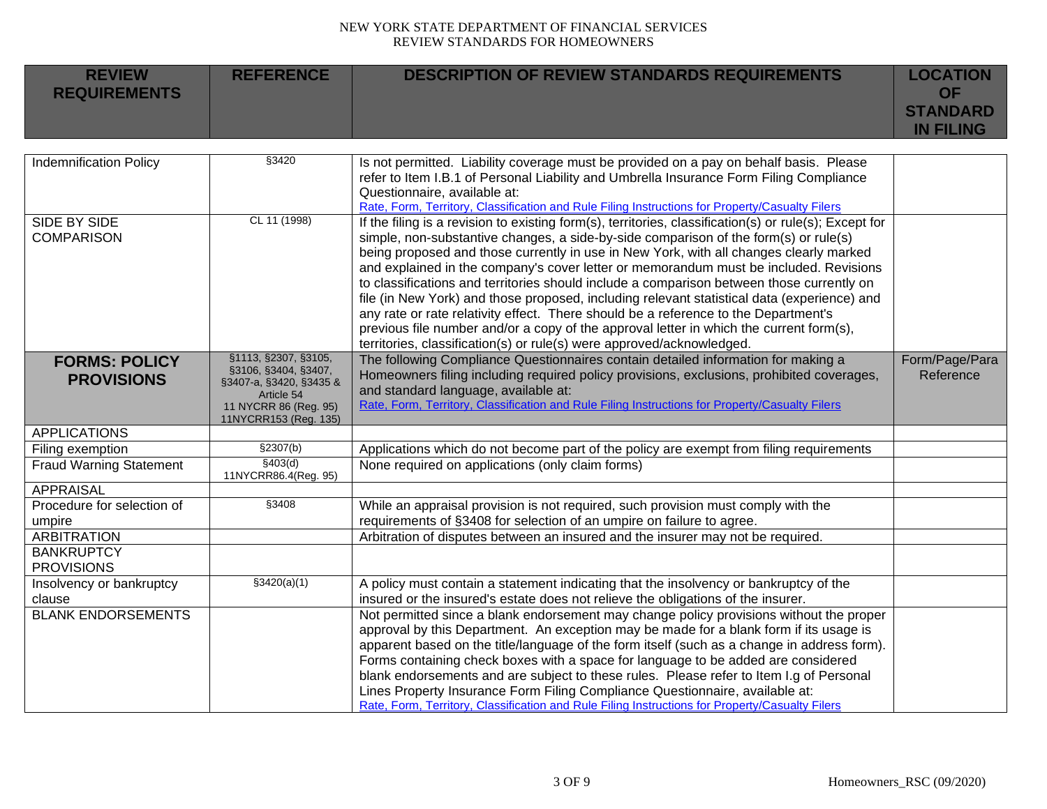| REVIEW REQUIREMENTS | REFERENCE | DESCRIPTION OF REVIEW STANDARDS REQUIREMENTS | LOCATION OF STANDARD IN FILING |
|---|---|---|---|
| Indemnification Policy | §3420 | Is not permitted. Liability coverage must be provided on a pay on behalf basis. Please refer to Item I.B.1 of Personal Liability and Umbrella Insurance Form Filing Compliance Questionnaire, available at: Rate, Form, Territory, Classification and Rule Filing Instructions for Property/Casualty Filers | |
| SIDE BY SIDE COMPARISON | CL 11 (1998) | If the filing is a revision to existing form(s), territories, classification(s) or rule(s); Except for simple, non-substantive changes, a side-by-side comparison of the form(s) or rule(s) being proposed and those currently in use in New York, with all changes clearly marked and explained in the company's cover letter or memorandum must be included. Revisions to classifications and territories should include a comparison between those currently on file (in New York) and those proposed, including relevant statistical data (experience) and any rate or rate relativity effect. There should be a reference to the Department's previous file number and/or a copy of the approval letter in which the current form(s), territories, classification(s) or rule(s) were approved/acknowledged. | |
| **FORMS: POLICY PROVISIONS** | §1113, §2307, §3105, §3106, §3404, §3407, §3407-a, §3420, §3435 & Article 54 11 NYCRR 86 (Reg. 95) 11NYCRR153 (Reg. 135) | The following Compliance Questionnaires contain detailed information for making a Homeowners filing including required policy provisions, exclusions, prohibited coverages, and standard language, available at: Rate, Form, Territory, Classification and Rule Filing Instructions for Property/Casualty Filers | Form/Page/Para Reference |
| APPLICATIONS | | | |
| Filing exemption | §2307(b) | Applications which do not become part of the policy are exempt from filing requirements | |
| Fraud Warning Statement | §403(d) 11NYCRR86.4(Reg. 95) | None required on applications (only claim forms) | |
| APPRAISAL | | | |
| Procedure for selection of umpire | §3408 | While an appraisal provision is not required, such provision must comply with the requirements of §3408 for selection of an umpire on failure to agree. | |
| ARBITRATION | | Arbitration of disputes between an insured and the insurer may not be required. | |
| BANKRUPTCY PROVISIONS | | | |
| Insolvency or bankruptcy clause | §3420(a)(1) | A policy must contain a statement indicating that the insolvency or bankruptcy of the insured or the insured's estate does not relieve the obligations of the insurer. | |
| BLANK ENDORSEMENTS | | Not permitted since a blank endorsement may change policy provisions without the proper approval by this Department. An exception may be made for a blank form if its usage is apparent based on the title/language of the form itself (such as a change in address form). Forms containing check boxes with a space for language to be added are considered blank endorsements and are subject to these rules. Please refer to Item I.g of Personal Lines Property Insurance Form Filing Compliance Questionnaire, available at: Rate, Form, Territory, Classification and Rule Filing Instructions for Property/Casualty Filers | |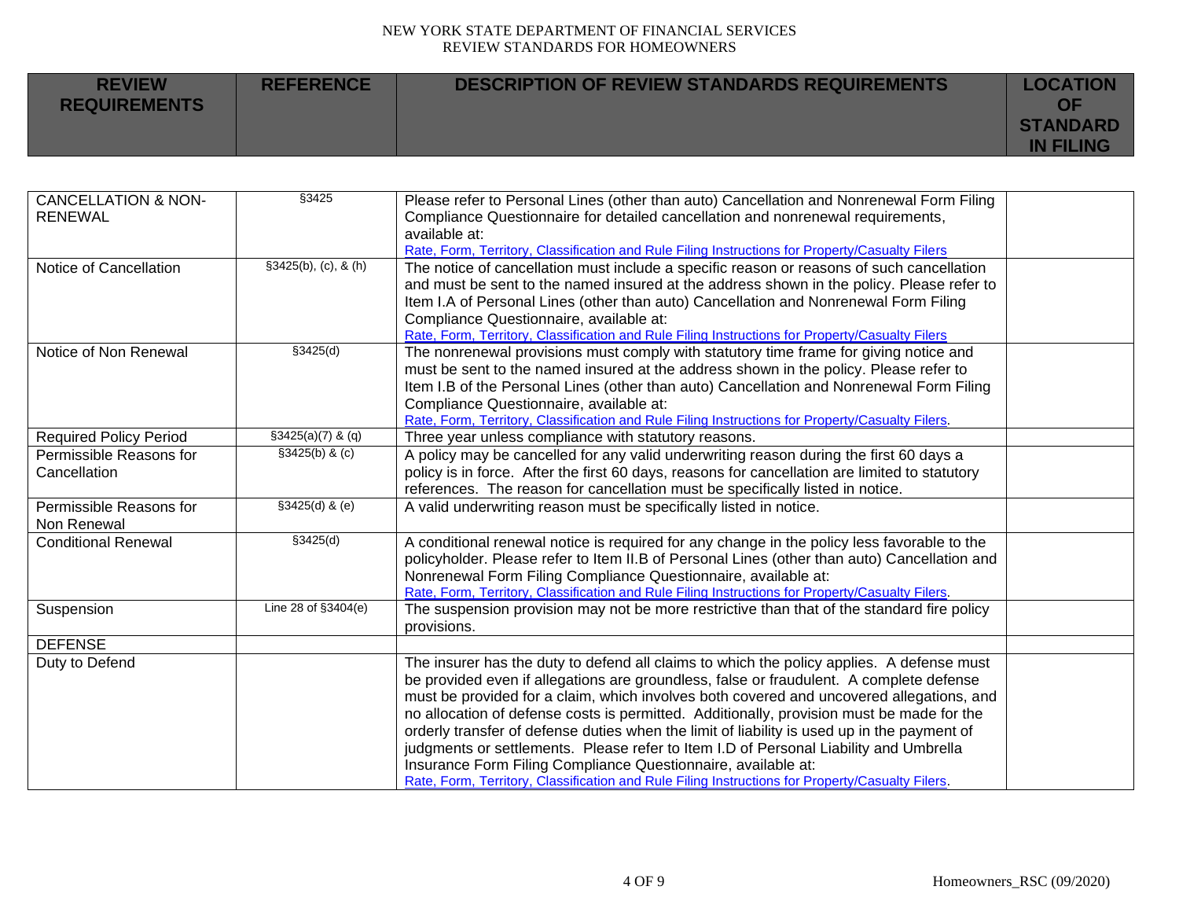| REVIEW REQUIREMENTS | REFERENCE | DESCRIPTION OF REVIEW STANDARDS REQUIREMENTS | LOCATION OF STANDARD IN FILING |
|---|---|---|---|
| CANCELLATION & NON-RENEWAL | §3425 | Please refer to Personal Lines (other than auto) Cancellation and Nonrenewal Form Filing Compliance Questionnaire for detailed cancellation and nonrenewal requirements, available at: Rate, Form, Territory, Classification and Rule Filing Instructions for Property/Casualty Filers | |
| Notice of Cancellation | §3425(b), (c), & (h) | The notice of cancellation must include a specific reason or reasons of such cancellation and must be sent to the named insured at the address shown in the policy. Please refer to Item I.A of Personal Lines (other than auto) Cancellation and Nonrenewal Form Filing Compliance Questionnaire, available at: Rate, Form, Territory, Classification and Rule Filing Instructions for Property/Casualty Filers | |
| Notice of Non Renewal | §3425(d) | The nonrenewal provisions must comply with statutory time frame for giving notice and must be sent to the named insured at the address shown in the policy. Please refer to Item I.B of the Personal Lines (other than auto) Cancellation and Nonrenewal Form Filing Compliance Questionnaire, available at: Rate, Form, Territory, Classification and Rule Filing Instructions for Property/Casualty Filers. | |
| Required Policy Period | §3425(a)(7) & (q) | Three year unless compliance with statutory reasons. | |
| Permissible Reasons for Cancellation | §3425(b) & (c) | A policy may be cancelled for any valid underwriting reason during the first 60 days a policy is in force. After the first 60 days, reasons for cancellation are limited to statutory references. The reason for cancellation must be specifically listed in notice. | |
| Permissible Reasons for Non Renewal | §3425(d) & (e) | A valid underwriting reason must be specifically listed in notice. | |
| Conditional Renewal | §3425(d) | A conditional renewal notice is required for any change in the policy less favorable to the policyholder. Please refer to Item II.B of Personal Lines (other than auto) Cancellation and Nonrenewal Form Filing Compliance Questionnaire, available at: Rate, Form, Territory, Classification and Rule Filing Instructions for Property/Casualty Filers. | |
| Suspension | Line 28 of §3404(e) | The suspension provision may not be more restrictive than that of the standard fire policy provisions. | |
| DEFENSE | | | |
| Duty to Defend | | The insurer has the duty to defend all claims to which the policy applies. A defense must be provided even if allegations are groundless, false or fraudulent. A complete defense must be provided for a claim, which involves both covered and uncovered allegations, and no allocation of defense costs is permitted. Additionally, provision must be made for the orderly transfer of defense duties when the limit of liability is used up in the payment of judgments or settlements. Please refer to Item I.D of Personal Liability and Umbrella Insurance Form Filing Compliance Questionnaire, available at: Rate, Form, Territory, Classification and Rule Filing Instructions for Property/Casualty Filers. | |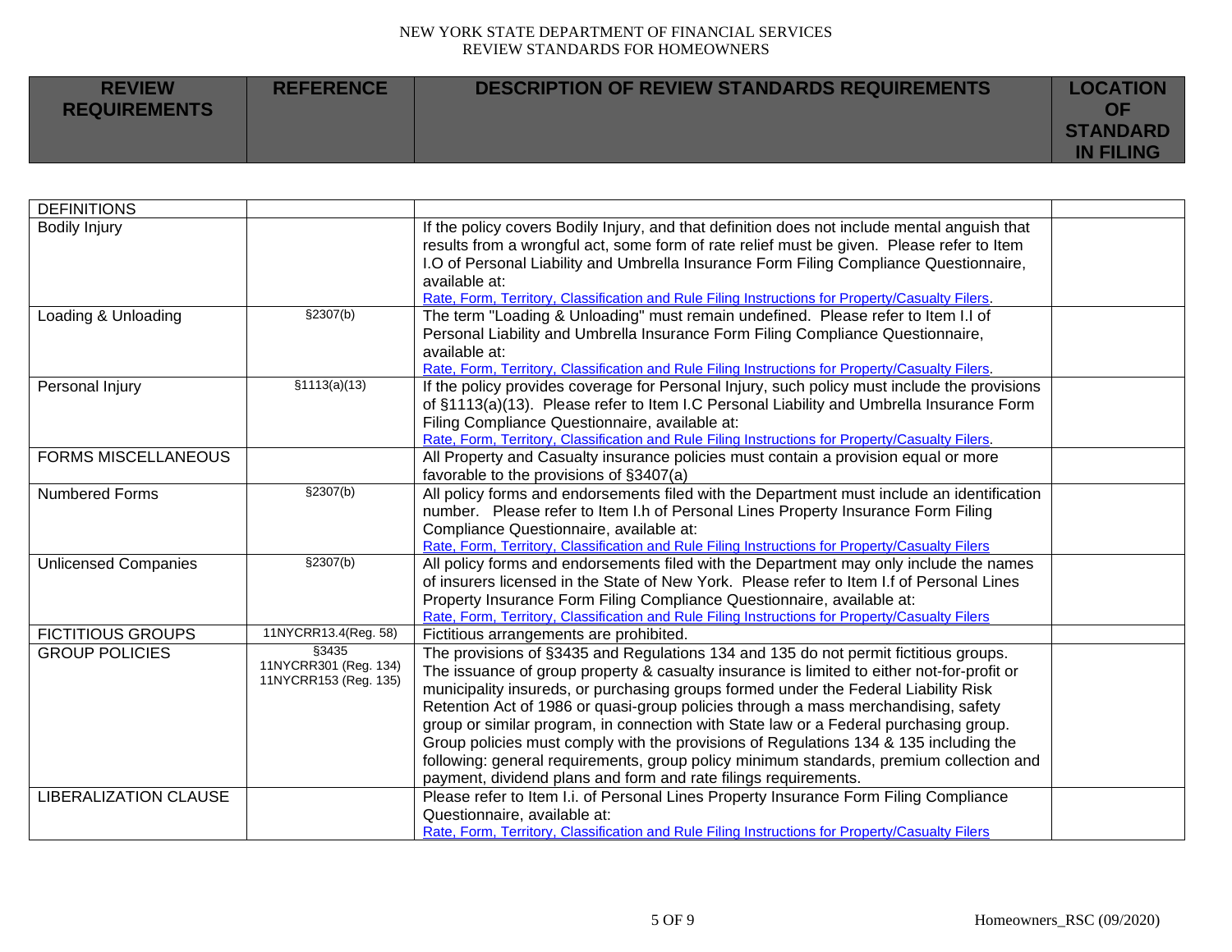| REVIEW REQUIREMENTS | REFERENCE | DESCRIPTION OF REVIEW STANDARDS REQUIREMENTS | LOCATION OF STANDARD IN FILING |
|---|---|---|---|
| DEFINITIONS | | | |
| Bodily Injury | | If the policy covers Bodily Injury, and that definition does not include mental anguish that results from a wrongful act, some form of rate relief must be given. Please refer to Item I.O of Personal Liability and Umbrella Insurance Form Filing Compliance Questionnaire, available at: Rate, Form, Territory, Classification and Rule Filing Instructions for Property/Casualty Filers. | |
| Loading & Unloading | §2307(b) | The term "Loading & Unloading" must remain undefined. Please refer to Item I.I of Personal Liability and Umbrella Insurance Form Filing Compliance Questionnaire, available at: Rate, Form, Territory, Classification and Rule Filing Instructions for Property/Casualty Filers. | |
| Personal Injury | §1113(a)(13) | If the policy provides coverage for Personal Injury, such policy must include the provisions of §1113(a)(13). Please refer to Item I.C Personal Liability and Umbrella Insurance Form Filing Compliance Questionnaire, available at: Rate, Form, Territory, Classification and Rule Filing Instructions for Property/Casualty Filers. | |
| FORMS MISCELLANEOUS | | All Property and Casualty insurance policies must contain a provision equal or more favorable to the provisions of §3407(a) | |
| Numbered Forms | §2307(b) | All policy forms and endorsements filed with the Department must include an identification number. Please refer to Item I.h of Personal Lines Property Insurance Form Filing Compliance Questionnaire, available at: Rate, Form, Territory, Classification and Rule Filing Instructions for Property/Casualty Filers | |
| Unlicensed Companies | §2307(b) | All policy forms and endorsements filed with the Department may only include the names of insurers licensed in the State of New York. Please refer to Item I.f of Personal Lines Property Insurance Form Filing Compliance Questionnaire, available at: Rate, Form, Territory, Classification and Rule Filing Instructions for Property/Casualty Filers | |
| FICTITIOUS GROUPS | 11NYCRR13.4(Reg. 58) | Fictitious arrangements are prohibited. | |
| GROUP POLICIES | §3435<br>11NYCRR301 (Reg. 134)<br>11NYCRR153 (Reg. 135) | The provisions of §3435 and Regulations 134 and 135 do not permit fictitious groups. The issuance of group property & casualty insurance is limited to either not-for-profit or municipality insureds, or purchasing groups formed under the Federal Liability Risk Retention Act of 1986 or quasi-group policies through a mass merchandising, safety group or similar program, in connection with State law or a Federal purchasing group. Group policies must comply with the provisions of Regulations 134 & 135 including the following: general requirements, group policy minimum standards, premium collection and payment, dividend plans and form and rate filings requirements. | |
| LIBERALIZATION CLAUSE | | Please refer to Item I.i. of Personal Lines Property Insurance Form Filing Compliance Questionnaire, available at: Rate, Form, Territory, Classification and Rule Filing Instructions for Property/Casualty Filers | |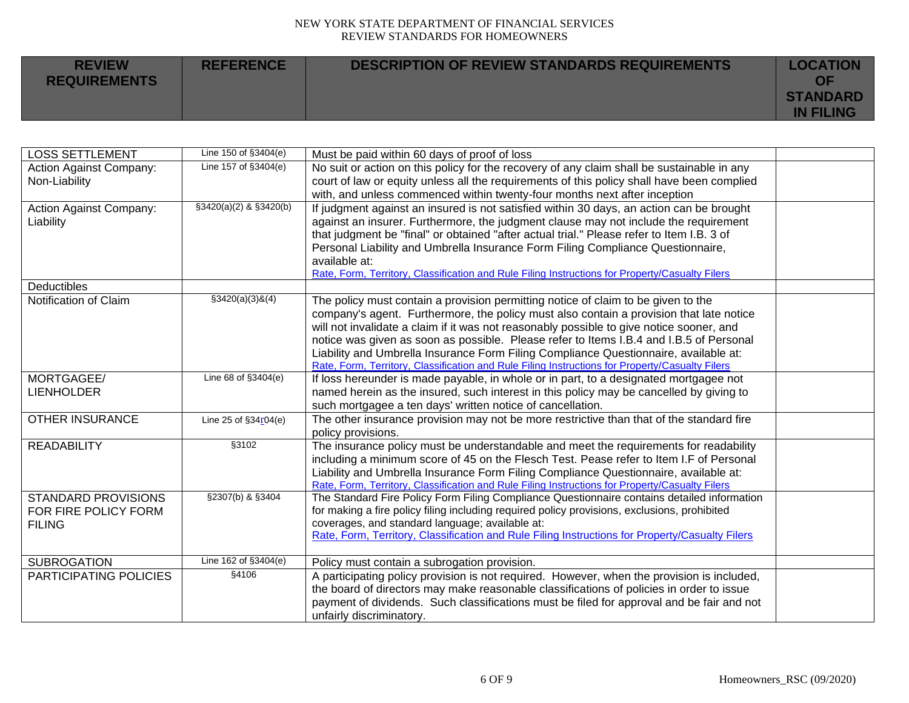| REVIEW REQUIREMENTS | REFERENCE | DESCRIPTION OF REVIEW STANDARDS REQUIREMENTS | LOCATION OF STANDARD IN FILING |
|---|---|---|---|
| LOSS SETTLEMENT | Line 150 of §3404(e) | Must be paid within 60 days of proof of loss | |
| Action Against Company: Non-Liability | Line 157 of §3404(e) | No suit or action on this policy for the recovery of any claim shall be sustainable in any court of law or equity unless all the requirements of this policy shall have been complied with, and unless commenced within twenty-four months next after inception | |
| Action Against Company: Liability | §3420(a)(2) & §3420(b) | If judgment against an insured is not satisfied within 30 days, an action can be brought against an insurer. Furthermore, the judgment clause may not include the requirement that judgment be "final" or obtained "after actual trial." Please refer to Item I.B. 3 of Personal Liability and Umbrella Insurance Form Filing Compliance Questionnaire, available at: Rate, Form, Territory, Classification and Rule Filing Instructions for Property/Casualty Filers | |
| Deductibles | | | |
| Notification of Claim | §3420(a)(3)&(4) | The policy must contain a provision permitting notice of claim to be given to the company's agent. Furthermore, the policy must also contain a provision that late notice will not invalidate a claim if it was not reasonably possible to give notice sooner, and notice was given as soon as possible. Please refer to Items I.B.4 and I.B.5 of Personal Liability and Umbrella Insurance Form Filing Compliance Questionnaire, available at: Rate, Form, Territory, Classification and Rule Filing Instructions for Property/Casualty Filers | |
| MORTGAGEE/ LIENHOLDER | Line 68 of §3404(e) | If loss hereunder is made payable, in whole or in part, to a designated mortgagee not named herein as the insured, such interest in this policy may be cancelled by giving to such mortgagee a ten days' written notice of cancellation. | |
| OTHER INSURANCE | Line 25 of §34r04(e) | The other insurance provision may not be more restrictive than that of the standard fire policy provisions. | |
| READABILITY | §3102 | The insurance policy must be understandable and meet the requirements for readability including a minimum score of 45 on the Flesch Test. Pease refer to Item I.F of Personal Liability and Umbrella Insurance Form Filing Compliance Questionnaire, available at: Rate, Form, Territory, Classification and Rule Filing Instructions for Property/Casualty Filers | |
| STANDARD PROVISIONS FOR FIRE POLICY FORM FILING | §2307(b) & §3404 | The Standard Fire Policy Form Filing Compliance Questionnaire contains detailed information for making a fire policy filing including required policy provisions, exclusions, prohibited coverages, and standard language; available at: Rate, Form, Territory, Classification and Rule Filing Instructions for Property/Casualty Filers | |
| SUBROGATION | Line 162 of §3404(e) | Policy must contain a subrogation provision. | |
| PARTICIPATING POLICIES | §4106 | A participating policy provision is not required. However, when the provision is included, the board of directors may make reasonable classifications of policies in order to issue payment of dividends. Such classifications must be filed for approval and be fair and not unfairly discriminatory. | |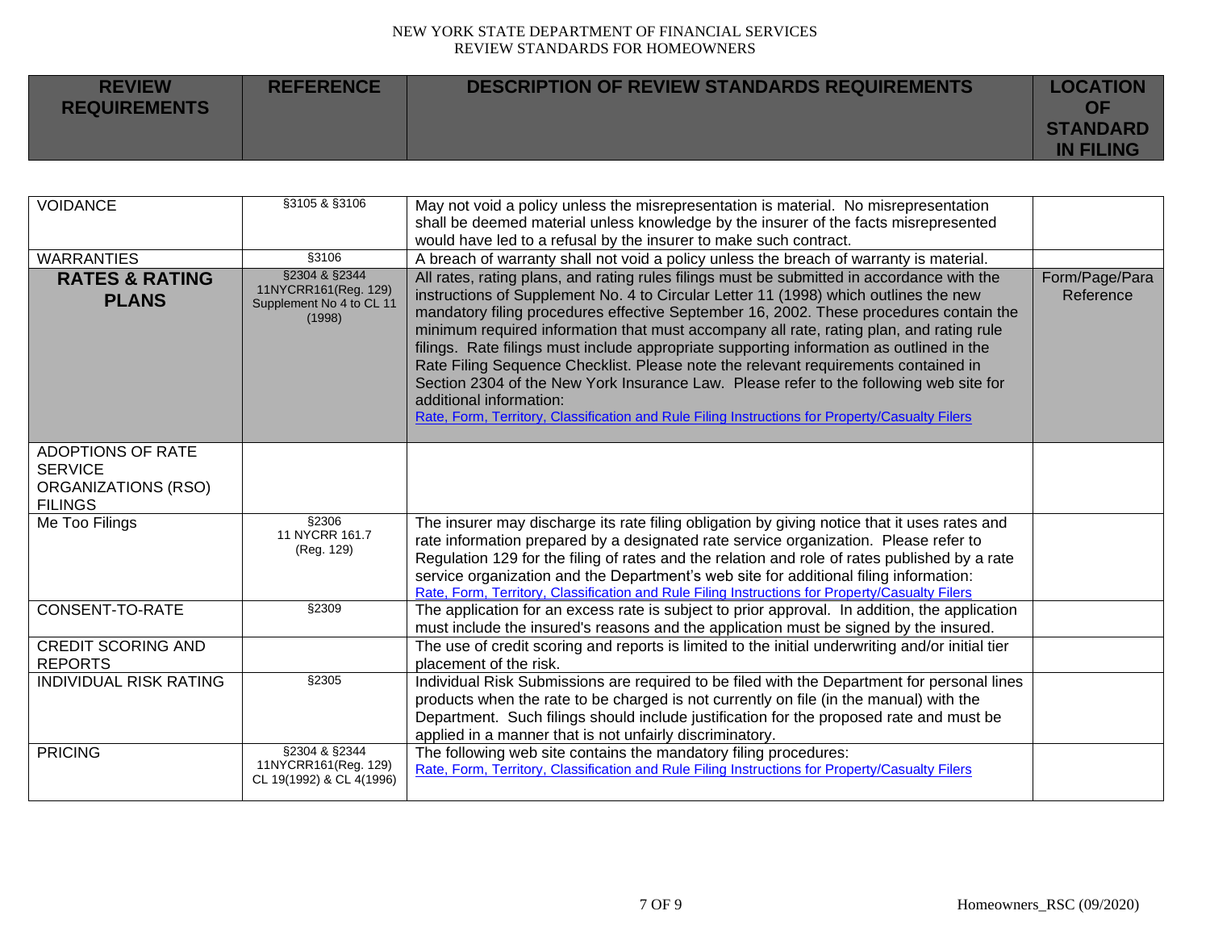NEW YORK STATE DEPARTMENT OF FINANCIAL SERVICES
REVIEW STANDARDS FOR HOMEOWNERS

| REVIEW REQUIREMENTS | REFERENCE | DESCRIPTION OF REVIEW STANDARDS REQUIREMENTS | LOCATION OF STANDARD IN FILING |
|---|---|---|---|
| VOIDANCE | §3105 & §3106 | May not void a policy unless the misrepresentation is material. No misrepresentation shall be deemed material unless knowledge by the insurer of the facts misrepresented would have led to a refusal by the insurer to make such contract. | |
| WARRANTIES | §3106 | A breach of warranty shall not void a policy unless the breach of warranty is material. | |
| **RATES & RATING PLANS** | §2304 & §2344 11NYCRR161(Reg. 129) Supplement No 4 to CL 11 (1998) | All rates, rating plans, and rating rules filings must be submitted in accordance with the instructions of Supplement No. 4 to Circular Letter 11 (1998) which outlines the new mandatory filing procedures effective September 16, 2002. These procedures contain the minimum required information that must accompany all rate, rating plan, and rating rule filings. Rate filings must include appropriate supporting information as outlined in the Rate Filing Sequence Checklist. Please note the relevant requirements contained in Section 2304 of the New York Insurance Law. Please refer to the following web site for additional information: Rate, Form, Territory, Classification and Rule Filing Instructions for Property/Casualty Filers | Form/Page/Para Reference |
| ADOPTIONS OF RATE SERVICE ORGANIZATIONS (RSO) FILINGS | | | |
| Me Too Filings | §2306 11 NYCRR 161.7 (Reg. 129) | The insurer may discharge its rate filing obligation by giving notice that it uses rates and rate information prepared by a designated rate service organization. Please refer to Regulation 129 for the filing of rates and the relation and role of rates published by a rate service organization and the Department's web site for additional filing information: Rate, Form, Territory, Classification and Rule Filing Instructions for Property/Casualty Filers | |
| CONSENT-TO-RATE | §2309 | The application for an excess rate is subject to prior approval. In addition, the application must include the insured's reasons and the application must be signed by the insured. | |
| CREDIT SCORING AND REPORTS | | The use of credit scoring and reports is limited to the initial underwriting and/or initial tier placement of the risk. | |
| INDIVIDUAL RISK RATING | §2305 | Individual Risk Submissions are required to be filed with the Department for personal lines products when the rate to be charged is not currently on file (in the manual) with the Department. Such filings should include justification for the proposed rate and must be applied in a manner that is not unfairly discriminatory. | |
| PRICING | §2304 & §2344 11NYCRR161(Reg. 129) CL 19(1992) & CL 4(1996) | The following web site contains the mandatory filing procedures: Rate, Form, Territory, Classification and Rule Filing Instructions for Property/Casualty Filers | |

Homeowners_RSC (09/2020)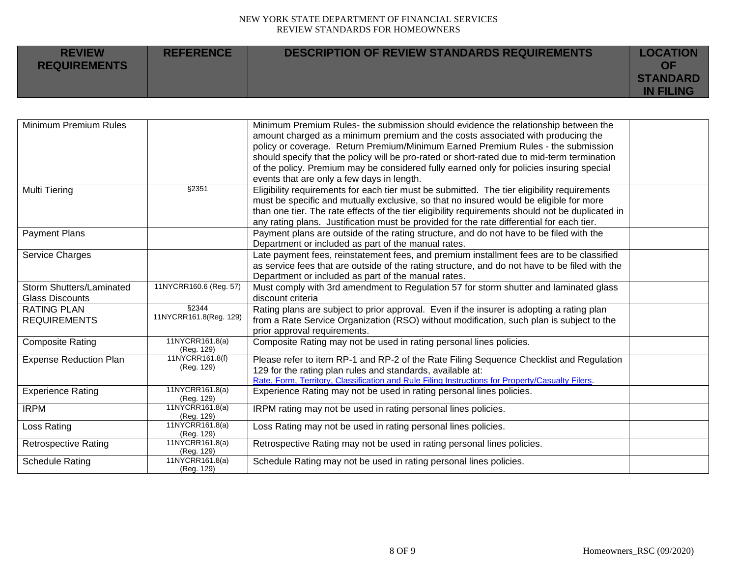| REVIEW REQUIREMENTS | REFERENCE | DESCRIPTION OF REVIEW STANDARDS REQUIREMENTS | LOCATION OF STANDARD IN FILING |
|---|---|---|---|
| Minimum Premium Rules | | Minimum Premium Rules- the submission should evidence the relationship between the amount charged as a minimum premium and the costs associated with producing the policy or coverage. Return Premium/Minimum Earned Premium Rules - the submission should specify that the policy will be pro-rated or short-rated due to mid-term termination of the policy. Premium may be considered fully earned only for policies insuring special events that are only a few days in length. | |
| Multi Tiering | §2351 | Eligibility requirements for each tier must be submitted. The tier eligibility requirements must be specific and mutually exclusive, so that no insured would be eligible for more than one tier. The rate effects of the tier eligibility requirements should not be duplicated in any rating plans. Justification must be provided for the rate differential for each tier. | |
| Payment Plans | | Payment plans are outside of the rating structure, and do not have to be filed with the Department or included as part of the manual rates. | |
| Service Charges | | Late payment fees, reinstatement fees, and premium installment fees are to be classified as service fees that are outside of the rating structure, and do not have to be filed with the Department or included as part of the manual rates. | |
| Storm Shutters/Laminated Glass Discounts | 11NYCRR160.6 (Reg. 57) | Must comply with 3rd amendment to Regulation 57 for storm shutter and laminated glass discount criteria | |
| RATING PLAN REQUIREMENTS | §2344 11NYCRR161.8(Reg. 129) | Rating plans are subject to prior approval. Even if the insurer is adopting a rating plan from a Rate Service Organization (RSO) without modification, such plan is subject to the prior approval requirements. | |
| Composite Rating | 11NYCRR161.8(a) (Reg. 129) | Composite Rating may not be used in rating personal lines policies. | |
| Expense Reduction Plan | 11NYCRR161.8(f) (Reg. 129) | Please refer to item RP-1 and RP-2 of the Rate Filing Sequence Checklist and Regulation 129 for the rating plan rules and standards, available at: Rate, Form, Territory, Classification and Rule Filing Instructions for Property/Casualty Filers. | |
| Experience Rating | 11NYCRR161.8(a) (Reg. 129) | Experience Rating may not be used in rating personal lines policies. | |
| IRPM | 11NYCRR161.8(a) (Reg. 129) | IRPM rating may not be used in rating personal lines policies. | |
| Loss Rating | 11NYCRR161.8(a) (Reg. 129) | Loss Rating may not be used in rating personal lines policies. | |
| Retrospective Rating | 11NYCRR161.8(a) (Reg. 129) | Retrospective Rating may not be used in rating personal lines policies. | |
| Schedule Rating | 11NYCRR161.8(a) (Reg. 129) | Schedule Rating may not be used in rating personal lines policies. | |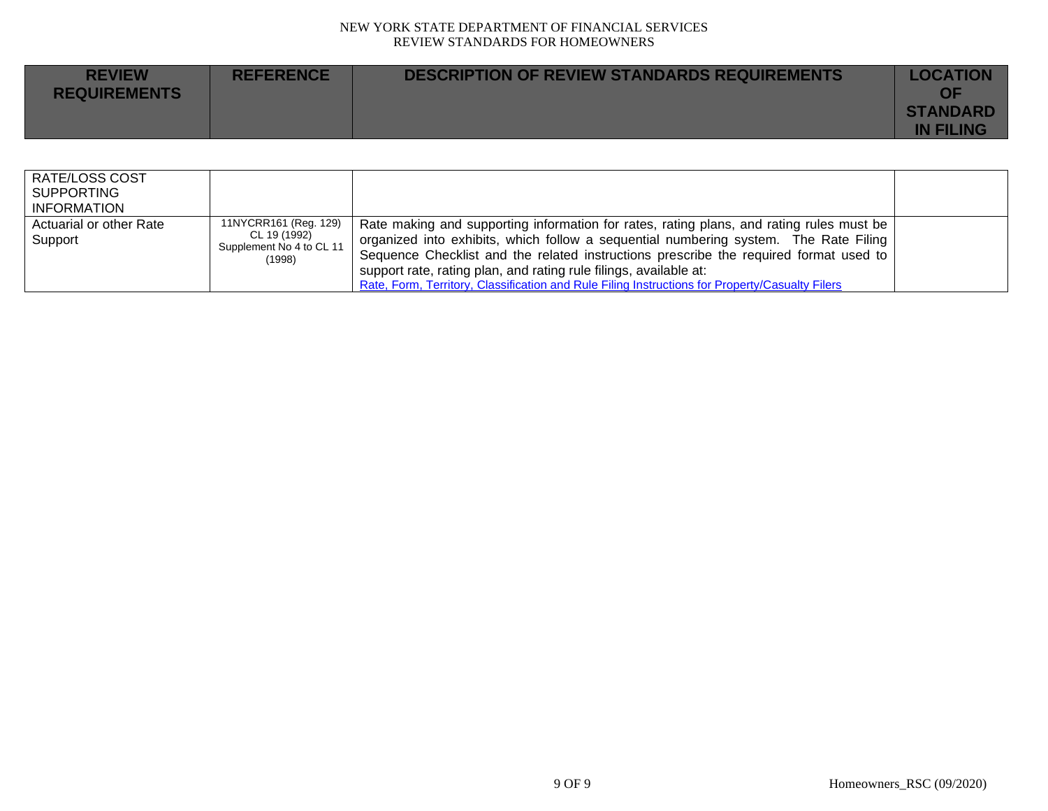| REVIEW REQUIREMENTS | REFERENCE | DESCRIPTION OF REVIEW STANDARDS REQUIREMENTS | LOCATION OF STANDARD IN FILING |
|---|---|---|---|
| RATE/LOSS COST SUPPORTING INFORMATION | | | |
| Actuarial or other Rate Support | 11NYCRR161 (Reg. 129) CL 19 (1992) Supplement No 4 to CL 11 (1998) | Rate making and supporting information for rates, rating plans, and rating rules must be organized into exhibits, which follow a sequential numbering system. The Rate Filing Sequence Checklist and the related instructions prescribe the required format used to support rate, rating plan, and rating rule filings, available at: Rate, Form, Territory, Classification and Rule Filing Instructions for Property/Casualty Filers | |